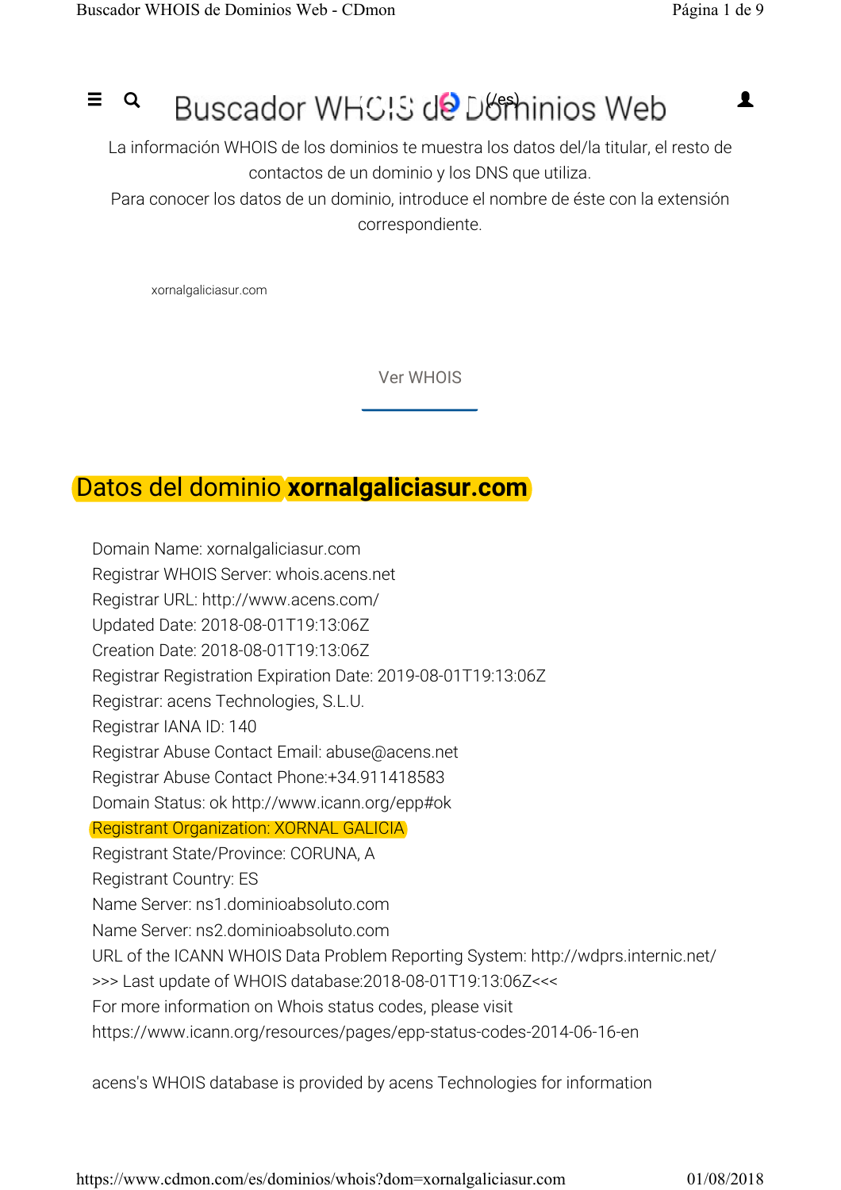# Buscador WHOIS de Dominios Web

La información WHOIS de los dominios te muestra los datos del/la titular, el resto de contactos de un dominio y los DNS que utiliza.
Para conocer los datos de un dominio, introduce el nombre de éste con la extensión correspondiente.

xornalgaliciasur.com

Ver WHOIS

## Datos del dominio **xornalgaliciasur.com**

Domain Name: xornalgaliciasur.com
Registrar WHOIS Server: whois.acens.net
Registrar URL: http://www.acens.com/
Updated Date: 2018-08-01T19:13:06Z
Creation Date: 2018-08-01T19:13:06Z
Registrar Registration Expiration Date: 2019-08-01T19:13:06Z
Registrar: acens Technologies, S.L.U.
Registrar IANA ID: 140
Registrar Abuse Contact Email: abuse@acens.net
Registrar Abuse Contact Phone:+34.911418583
Domain Status: ok http://www.icann.org/epp#ok
Registrant Organization: XORNAL GALICIA
Registrant State/Province: CORUNA, A
Registrant Country: ES
Name Server: ns1.dominioabsoluto.com
Name Server: ns2.dominioabsoluto.com
URL of the ICANN WHOIS Data Problem Reporting System: http://wdprs.internic.net/
>>> Last update of WHOIS database:2018-08-01T19:13:06Z<<<
For more information on Whois status codes, please visit
https://www.icann.org/resources/pages/epp-status-codes-2014-06-16-en

acens's WHOIS database is provided by acens Technologies for information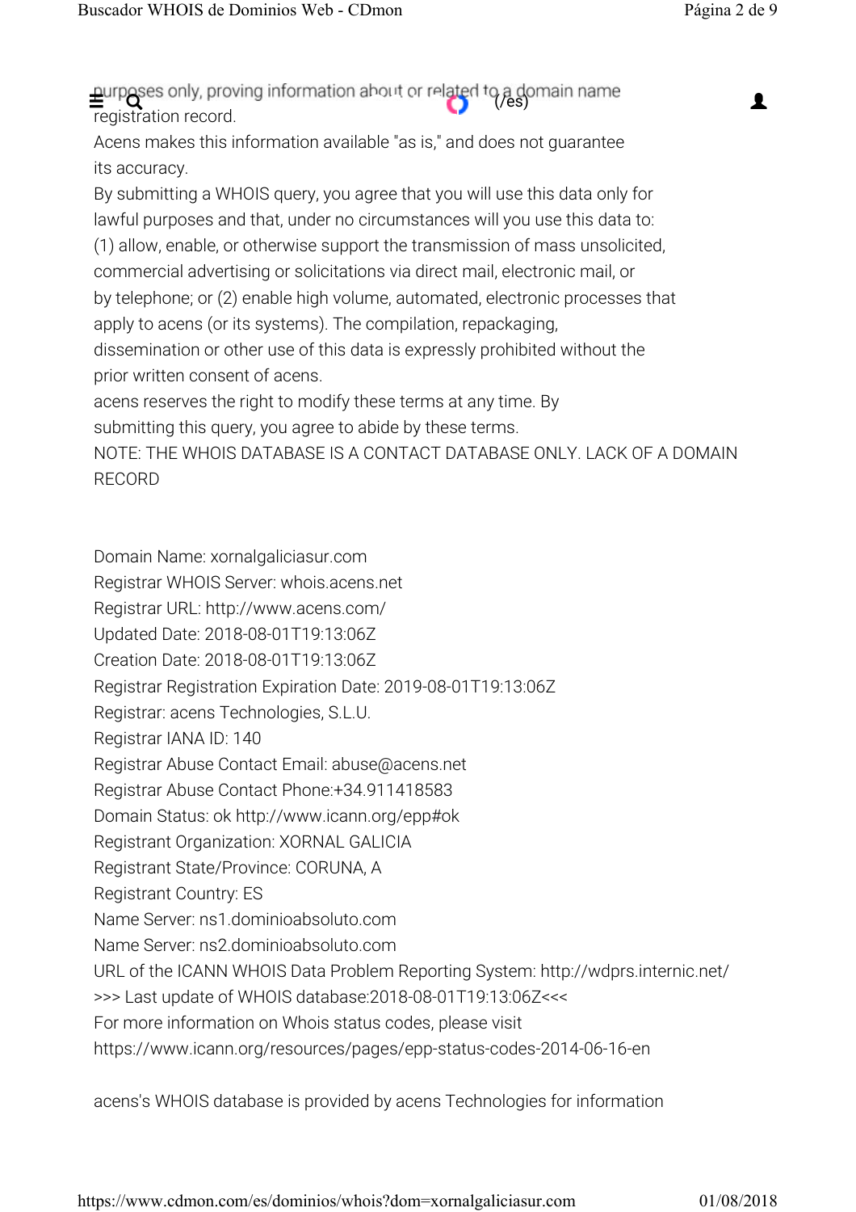purposes only, proving information about or related to a domain name registration record.

Acens makes this information available "as is," and does not guarantee its accuracy.

By submitting a WHOIS query, you agree that you will use this data only for lawful purposes and that, under no circumstances will you use this data to: (1) allow, enable, or otherwise support the transmission of mass unsolicited, commercial advertising or solicitations via direct mail, electronic mail, or by telephone; or (2) enable high volume, automated, electronic processes that apply to acens (or its systems). The compilation, repackaging, dissemination or other use of this data is expressly prohibited without the prior written consent of acens.

acens reserves the right to modify these terms at any time. By submitting this query, you agree to abide by these terms.

NOTE: THE WHOIS DATABASE IS A CONTACT DATABASE ONLY. LACK OF A DOMAIN RECORD

Domain Name: xornalgaliciasur.com
Registrar WHOIS Server: whois.acens.net
Registrar URL: http://www.acens.com/
Updated Date: 2018-08-01T19:13:06Z
Creation Date: 2018-08-01T19:13:06Z
Registrar Registration Expiration Date: 2019-08-01T19:13:06Z
Registrar: acens Technologies, S.L.U.
Registrar IANA ID: 140
Registrar Abuse Contact Email: abuse@acens.net
Registrar Abuse Contact Phone:+34.911418583
Domain Status: ok http://www.icann.org/epp#ok
Registrant Organization: XORNAL GALICIA
Registrant State/Province: CORUNA, A
Registrant Country: ES
Name Server: ns1.dominioabsoluto.com
Name Server: ns2.dominioabsoluto.com
URL of the ICANN WHOIS Data Problem Reporting System: http://wdprs.internic.net/
>>> Last update of WHOIS database:2018-08-01T19:13:06Z<<<
For more information on Whois status codes, please visit
https://www.icann.org/resources/pages/epp-status-codes-2014-06-16-en

acens's WHOIS database is provided by acens Technologies for information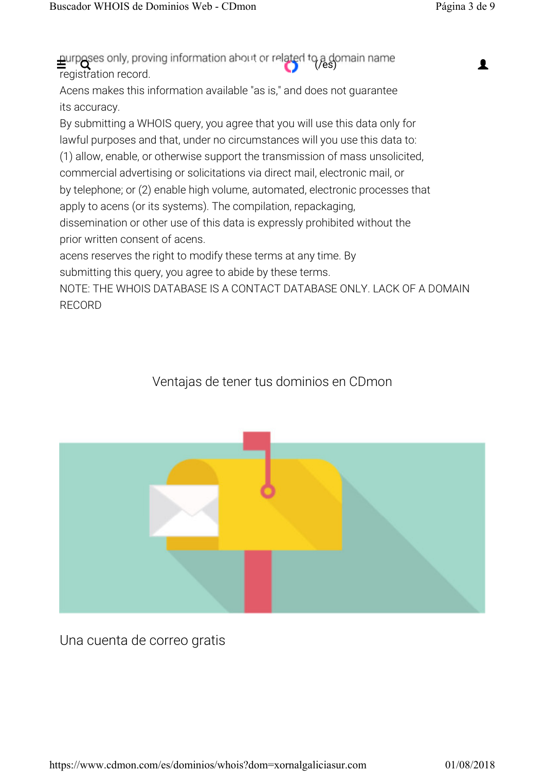purposes only, proving information about or related to a domain name registration record.

Acens makes this information available "as is," and does not guarantee its accuracy.

By submitting a WHOIS query, you agree that you will use this data only for lawful purposes and that, under no circumstances will you use this data to: (1) allow, enable, or otherwise support the transmission of mass unsolicited, commercial advertising or solicitations via direct mail, electronic mail, or by telephone; or (2) enable high volume, automated, electronic processes that apply to acens (or its systems). The compilation, repackaging, dissemination or other use of this data is expressly prohibited without the prior written consent of acens.

acens reserves the right to modify these terms at any time. By submitting this query, you agree to abide by these terms.

NOTE: THE WHOIS DATABASE IS A CONTACT DATABASE ONLY. LACK OF A DOMAIN RECORD

## Ventajas de tener tus dominios en CDmon

### Una cuenta de correo gratis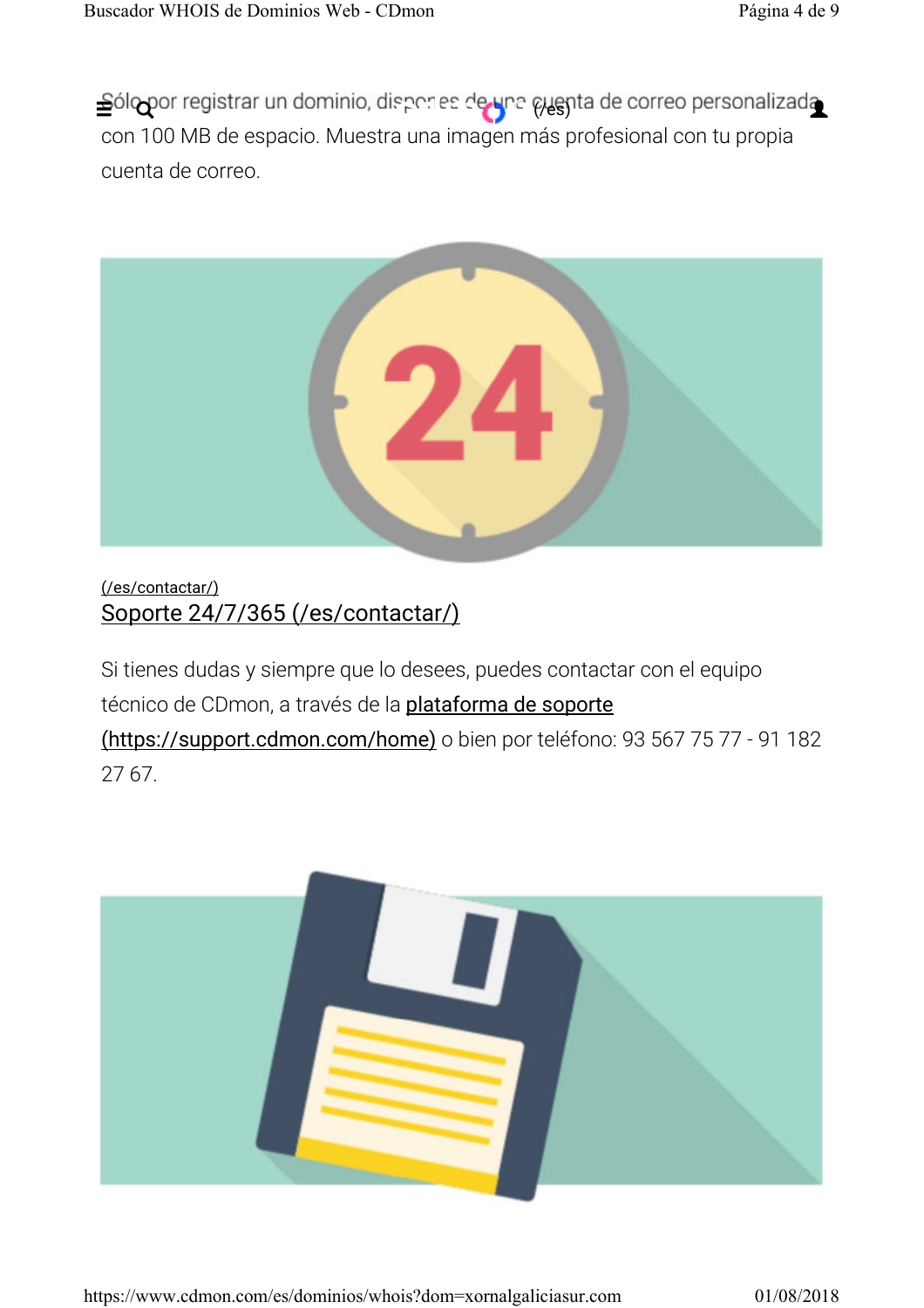Sólo por registrar un dominio, dispones de una cuenta de correo personalizada con 100 MB de espacio. Muestra una imagen más profesional con tu propia cuenta de correo.

(/es/contactar/)

## Soporte 24/7/365 (/es/contactar/)

Si tienes dudas y siempre que lo desees, puedes contactar con el equipo técnico de CDmon, a través de la plataforma de soporte (https://support.cdmon.com/home) o bien por teléfono: 93 567 75 77 - 91 182 27 67.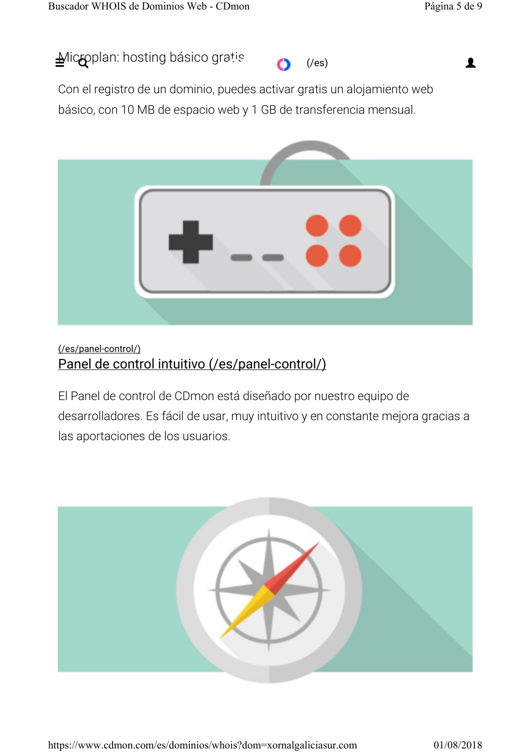### Microplan: hosting básico gratis

(/es)

Con el registro de un dominio, puedes activar gratis un alojamiento web básico, con 10 MB de espacio web y 1 GB de transferencia mensual.

(/es/panel-control/)

### Panel de control intuitivo (/es/panel-control/)

El Panel de control de CDmon está diseñado por nuestro equipo de desarrolladores. Es fácil de usar, muy intuitivo y en constante mejora gracias a las aportaciones de los usuarios.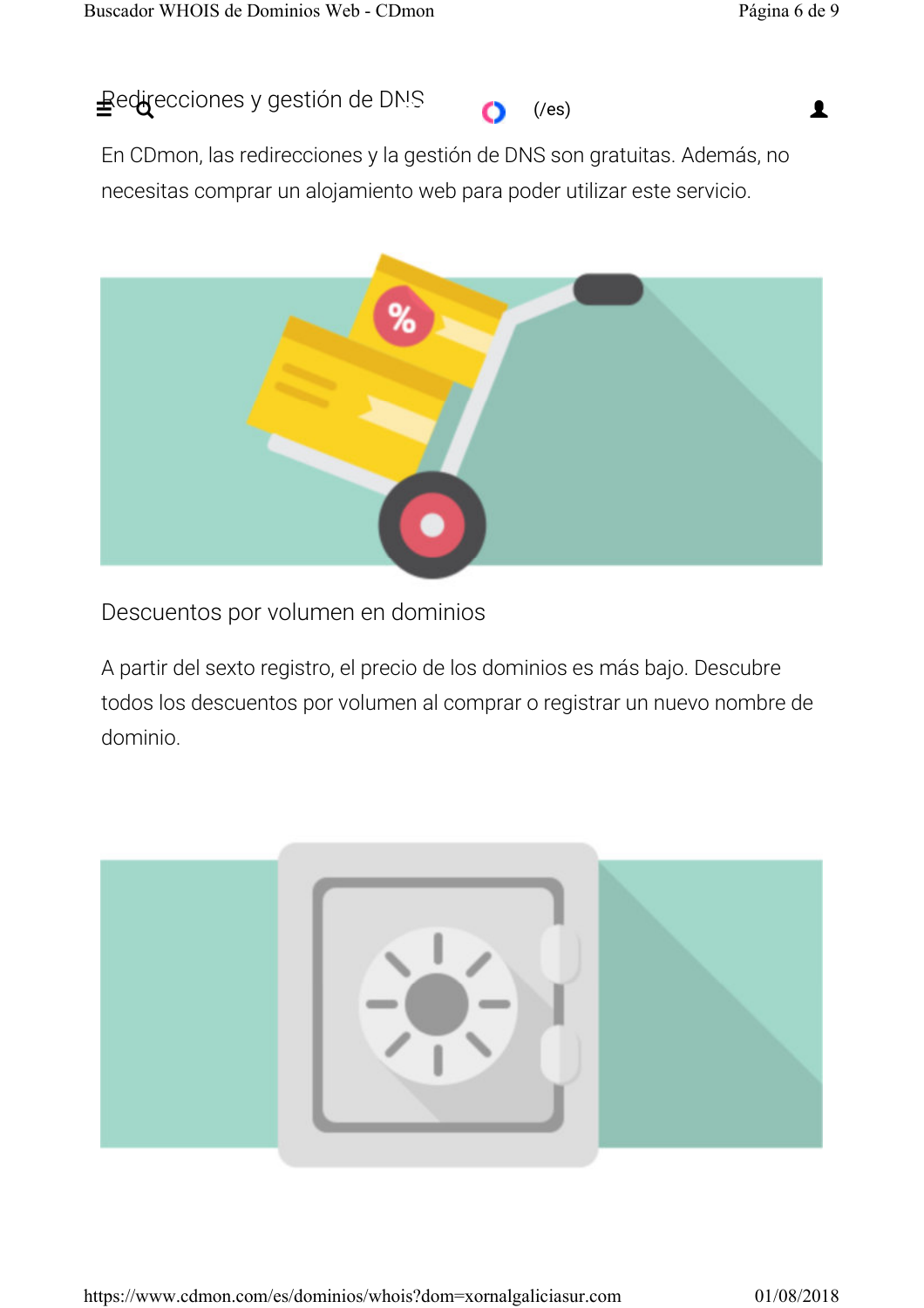## Redirecciones y gestión de DNS

(/es)

En CDmon, las redirecciones y la gestión de DNS son gratuitas. Además, no necesitas comprar un alojamiento web para poder utilizar este servicio.

## Descuentos por volumen en dominios

A partir del sexto registro, el precio de los dominios es más bajo. Descubre todos los descuentos por volumen al comprar o registrar un nuevo nombre de dominio.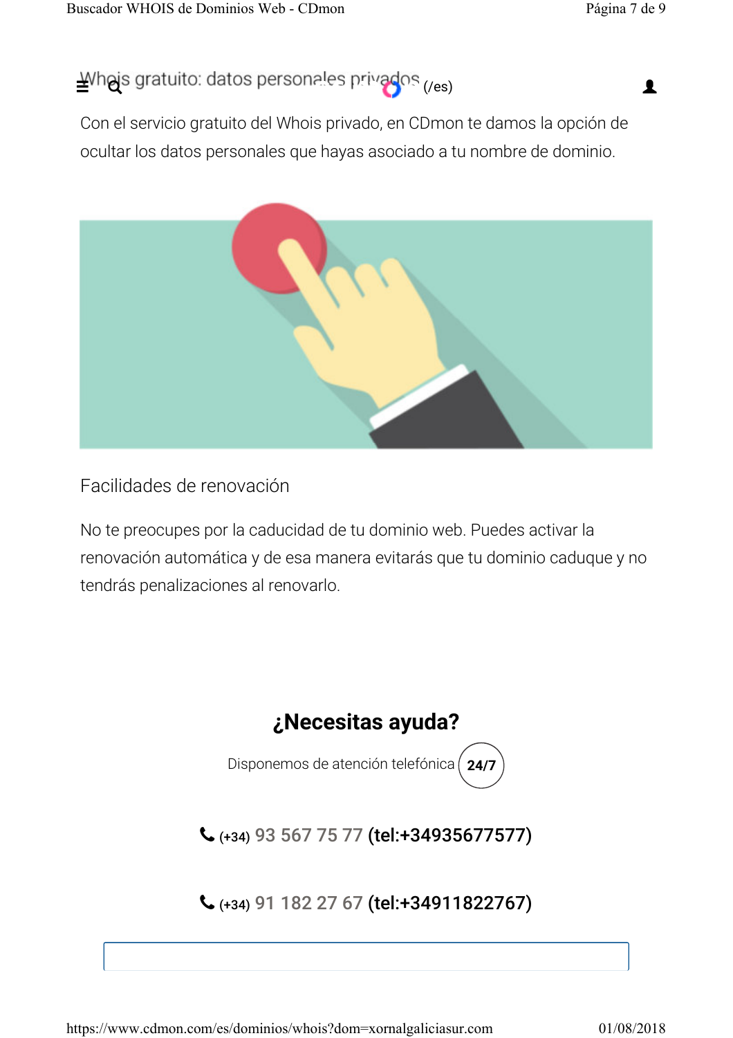Whois gratuito: datos personales privados (/es)

Con el servicio gratuito del Whois privado, en CDmon te damos la opción de ocultar los datos personales que hayas asociado a tu nombre de dominio.

Facilidades de renovación

No te preocupes por la caducidad de tu dominio web. Puedes activar la renovación automática y de esa manera evitarás que tu dominio caduque y no tendrás penalizaciones al renovarlo.

## ¿Necesitas ayuda?

Disponemos de atención telefónica **24/7**

(+34) 93 567 75 77 **(tel:+34935677577)**

(+34) 91 182 27 67 **(tel:+34911822767)**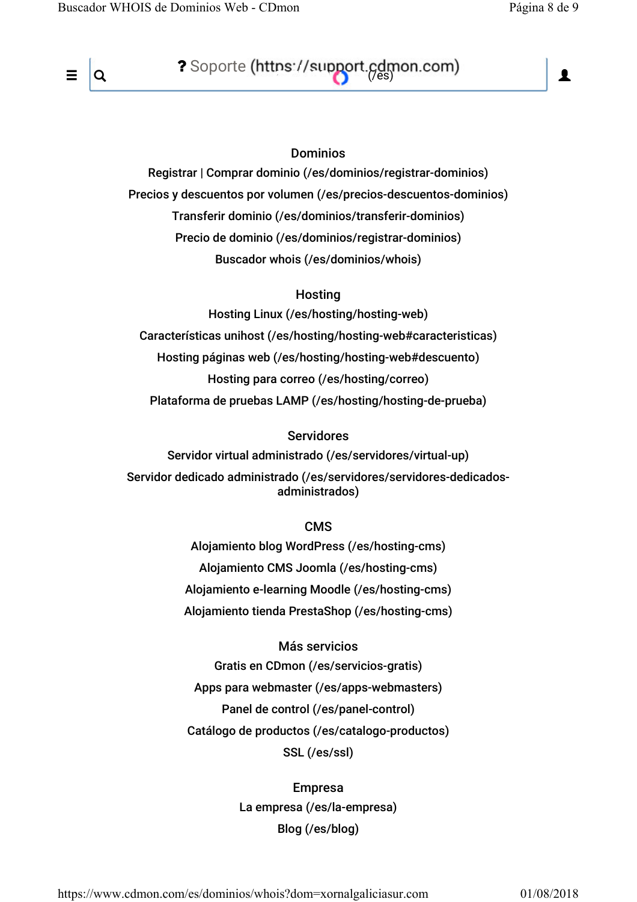? Soporte (https://support.cdmon.com) (/es)

## Dominios

Registrar | Comprar dominio (/es/dominios/registrar-dominios)

Precios y descuentos por volumen (/es/precios-descuentos-dominios)

Transferir dominio (/es/dominios/transferir-dominios)

Precio de dominio (/es/dominios/registrar-dominios)

Buscador whois (/es/dominios/whois)

## Hosting

Hosting Linux (/es/hosting/hosting-web)

Características unihost (/es/hosting/hosting-web#caracteristicas)

Hosting páginas web (/es/hosting/hosting-web#descuento)

Hosting para correo (/es/hosting/correo)

Plataforma de pruebas LAMP (/es/hosting/hosting-de-prueba)

## Servidores

Servidor virtual administrado (/es/servidores/virtual-up)

Servidor dedicado administrado (/es/servidores/servidores-dedicados-administrados)

## CMS

Alojamiento blog WordPress (/es/hosting-cms)

Alojamiento CMS Joomla (/es/hosting-cms)

Alojamiento e-learning Moodle (/es/hosting-cms)

Alojamiento tienda PrestaShop (/es/hosting-cms)

## Más servicios

Gratis en CDmon (/es/servicios-gratis)

Apps para webmaster (/es/apps-webmasters)

Panel de control (/es/panel-control)

Catálogo de productos (/es/catalogo-productos)

SSL (/es/ssl)

## Empresa

La empresa (/es/la-empresa)

Blog (/es/blog)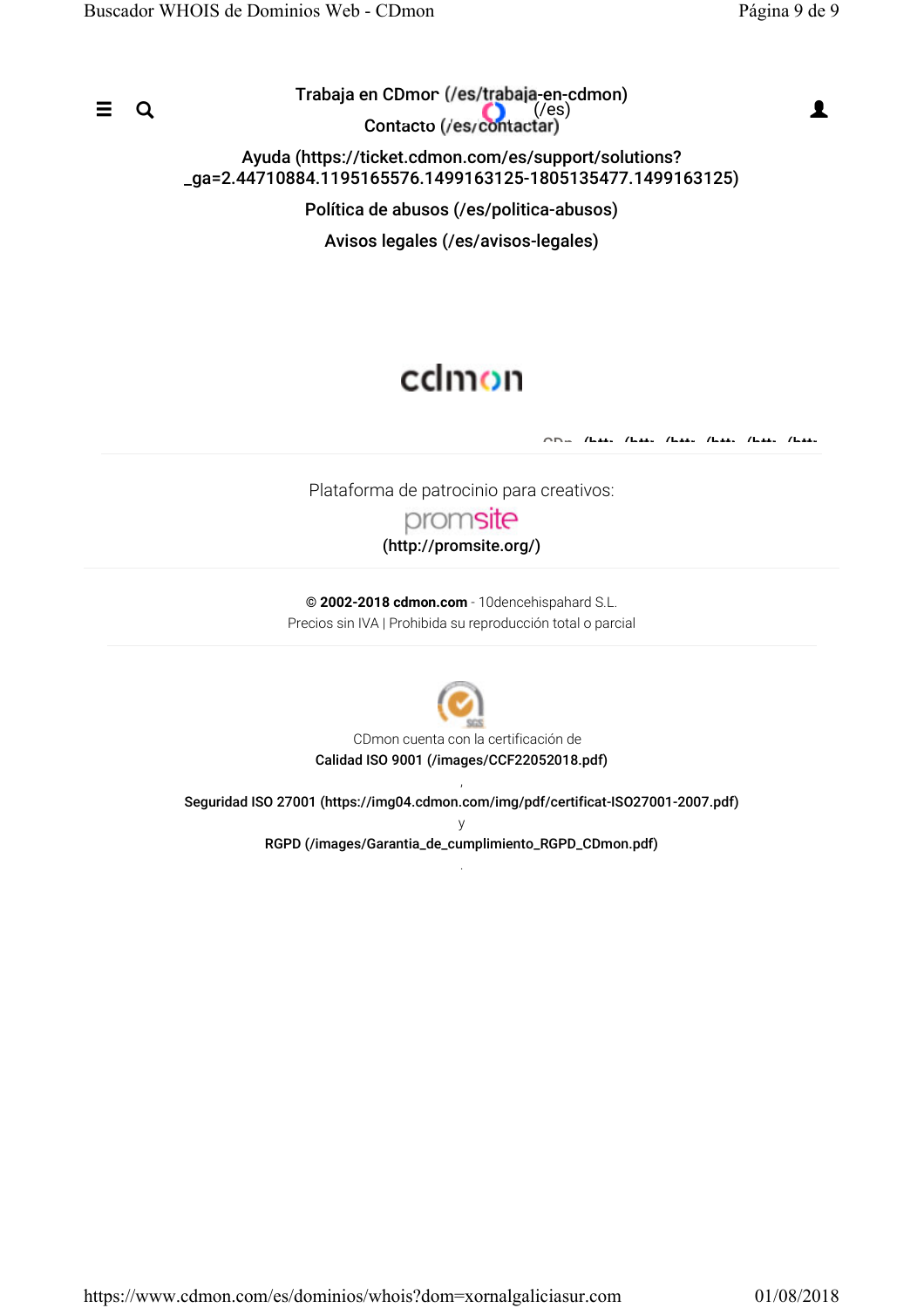Trabaja en CDmon (/es/trabaja-en-cdmon)

(/es)

Contacto (/es/contactar)

Ayuda (https://ticket.cdmon.com/es/support/solutions?_ga=2.44710884.1195165576.1499163125-1805135477.1499163125)

Política de abusos (/es/politica-abusos)

Avisos legales (/es/avisos-legales)

cdmon

Plataforma de patrocinio para creativos:

promsite

(http://promsite.org/)

**© 2002-2018 cdmon.com** - 10dencehispahard S.L.

Precios sin IVA | Prohibida su reproducción total o parcial

CDmon cuenta con la certificación de

**Calidad ISO 9001 (/images/CCF22052018.pdf)**

,

**Seguridad ISO 27001 (https://img04.cdmon.com/img/pdf/certificat-ISO27001-2007.pdf)**

y

**RGPD (/images/Garantia_de_cumplimiento_RGPD_CDmon.pdf)**

.